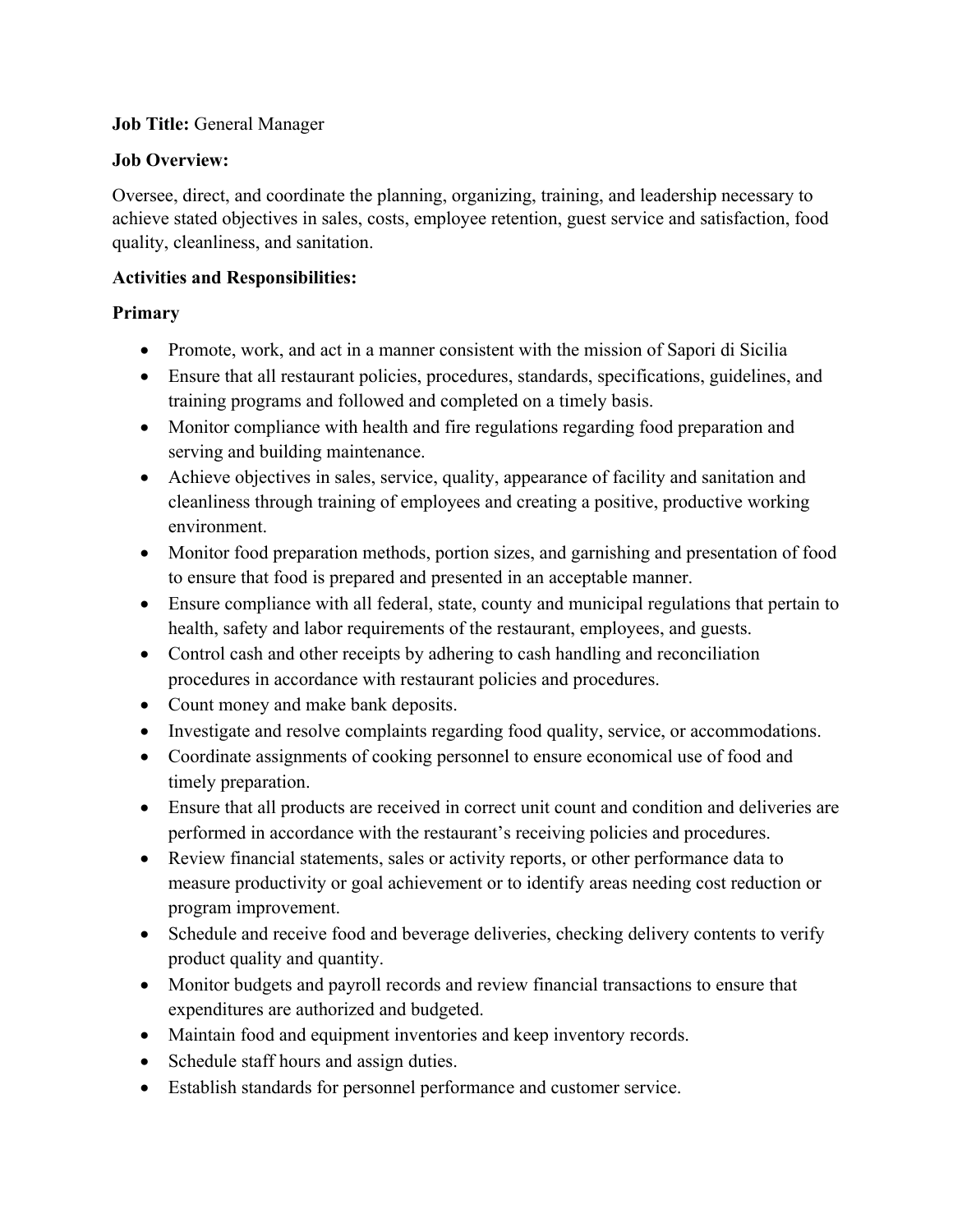**Job Title:** General Manager

**Job Overview:**

Oversee, direct, and coordinate the planning, organizing, training, and leadership necessary to achieve stated objectives in sales, costs, employee retention, guest service and satisfaction, food quality, cleanliness, and sanitation.

**Activities and Responsibilities:**

**Primary**

- Promote, work, and act in a manner consistent with the mission of Sapori di Sicilia
- Ensure that all restaurant policies, procedures, standards, specifications, guidelines, and training programs and followed and completed on a timely basis.
- Monitor compliance with health and fire regulations regarding food preparation and serving and building maintenance.
- Achieve objectives in sales, service, quality, appearance of facility and sanitation and cleanliness through training of employees and creating a positive, productive working environment.
- Monitor food preparation methods, portion sizes, and garnishing and presentation of food to ensure that food is prepared and presented in an acceptable manner.
- Ensure compliance with all federal, state, county and municipal regulations that pertain to health, safety and labor requirements of the restaurant, employees, and guests.
- Control cash and other receipts by adhering to cash handling and reconciliation procedures in accordance with restaurant policies and procedures.
- Count money and make bank deposits.
- Investigate and resolve complaints regarding food quality, service, or accommodations.
- Coordinate assignments of cooking personnel to ensure economical use of food and timely preparation.
- Ensure that all products are received in correct unit count and condition and deliveries are performed in accordance with the restaurant's receiving policies and procedures.
- Review financial statements, sales or activity reports, or other performance data to measure productivity or goal achievement or to identify areas needing cost reduction or program improvement.
- Schedule and receive food and beverage deliveries, checking delivery contents to verify product quality and quantity.
- Monitor budgets and payroll records and review financial transactions to ensure that expenditures are authorized and budgeted.
- Maintain food and equipment inventories and keep inventory records.
- Schedule staff hours and assign duties.
- Establish standards for personnel performance and customer service.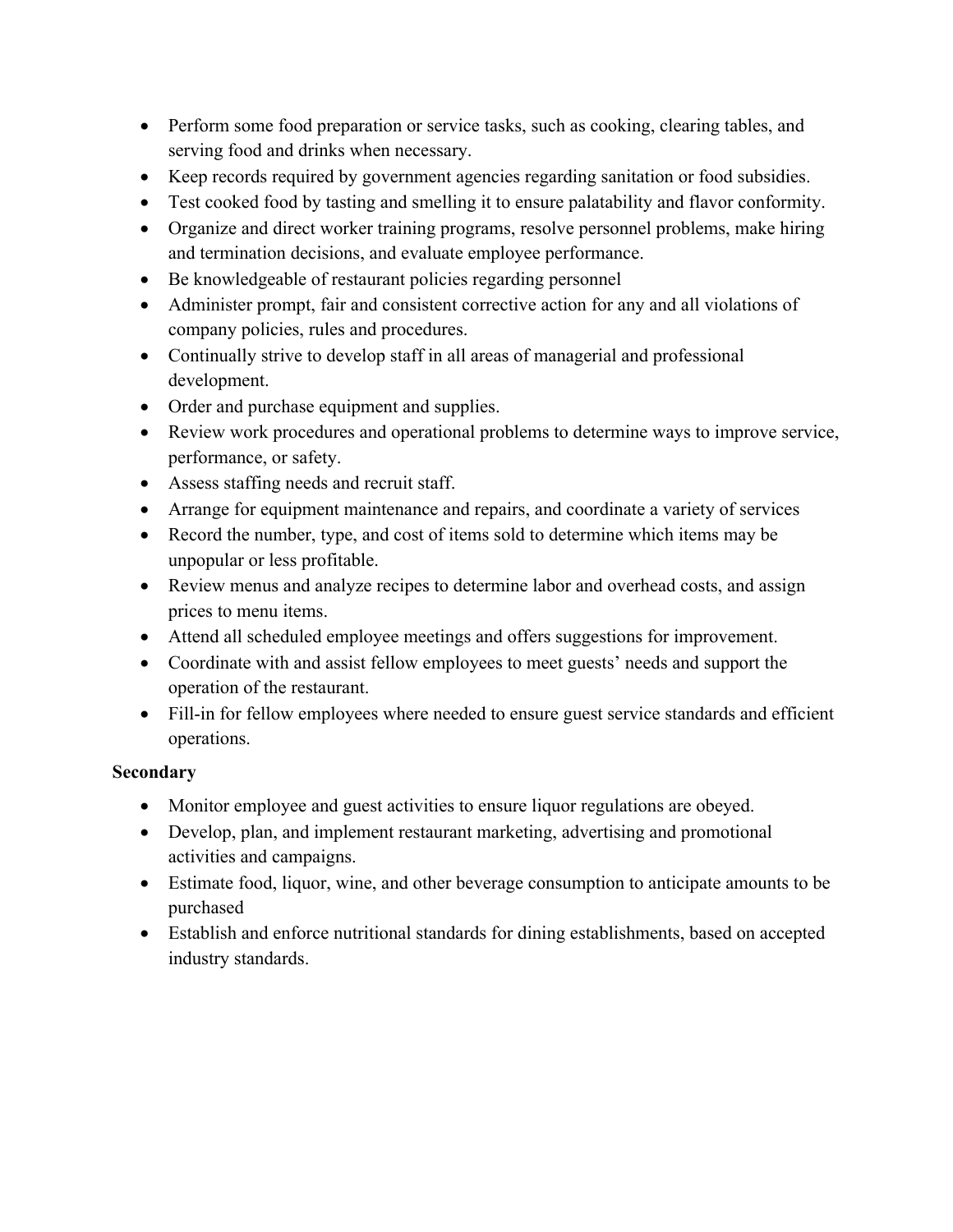- Perform some food preparation or service tasks, such as cooking, clearing tables, and serving food and drinks when necessary.
- Keep records required by government agencies regarding sanitation or food subsidies.
- Test cooked food by tasting and smelling it to ensure palatability and flavor conformity.
- Organize and direct worker training programs, resolve personnel problems, make hiring and termination decisions, and evaluate employee performance.
- Be knowledgeable of restaurant policies regarding personnel
- Administer prompt, fair and consistent corrective action for any and all violations of company policies, rules and procedures.
- Continually strive to develop staff in all areas of managerial and professional development.
- Order and purchase equipment and supplies.
- Review work procedures and operational problems to determine ways to improve service, performance, or safety.
- Assess staffing needs and recruit staff.
- Arrange for equipment maintenance and repairs, and coordinate a variety of services
- Record the number, type, and cost of items sold to determine which items may be unpopular or less profitable.
- Review menus and analyze recipes to determine labor and overhead costs, and assign prices to menu items.
- Attend all scheduled employee meetings and offers suggestions for improvement.
- Coordinate with and assist fellow employees to meet guests' needs and support the operation of the restaurant.
- Fill-in for fellow employees where needed to ensure guest service standards and efficient operations.

**Secondary**

- Monitor employee and guest activities to ensure liquor regulations are obeyed.
- Develop, plan, and implement restaurant marketing, advertising and promotional activities and campaigns.
- Estimate food, liquor, wine, and other beverage consumption to anticipate amounts to be purchased
- Establish and enforce nutritional standards for dining establishments, based on accepted industry standards.